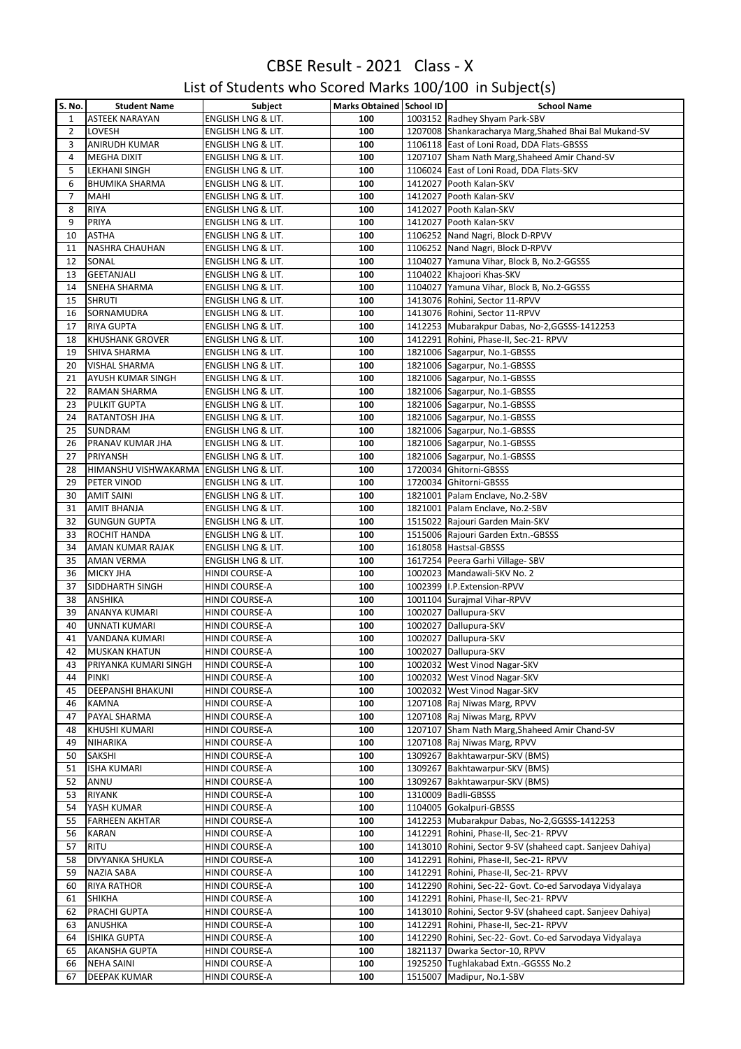# CBSE Result - 2021 Class - X

## List of Students who Scored Marks 100/100 in Subject(s)

| S. No. | Student Name | Subject | Marks Obtained | School ID | School Name |
|---|---|---|---|---|---|
| 1 | ASTEEK NARAYAN | ENGLISH LNG & LIT. | 100 | 1003152 | Radhey Shyam Park-SBV |
| 2 | LOVESH | ENGLISH LNG & LIT. | 100 | 1207008 | Shankaracharya Marg,Shahed Bhai Bal Mukand-SV |
| 3 | ANIRUDH KUMAR | ENGLISH LNG & LIT. | 100 | 1106118 | East of Loni Road, DDA Flats-GBSSS |
| 4 | MEGHA DIXIT | ENGLISH LNG & LIT. | 100 | 1207107 | Sham Nath Marg,Shaheed Amir Chand-SV |
| 5 | LEKHANI SINGH | ENGLISH LNG & LIT. | 100 | 1106024 | East of Loni Road, DDA Flats-SKV |
| 6 | BHUMIKA SHARMA | ENGLISH LNG & LIT. | 100 | 1412027 | Pooth Kalan-SKV |
| 7 | MAHI | ENGLISH LNG & LIT. | 100 | 1412027 | Pooth Kalan-SKV |
| 8 | RIYA | ENGLISH LNG & LIT. | 100 | 1412027 | Pooth Kalan-SKV |
| 9 | PRIYA | ENGLISH LNG & LIT. | 100 | 1412027 | Pooth Kalan-SKV |
| 10 | ASTHA | ENGLISH LNG & LIT. | 100 | 1106252 | Nand Nagri, Block D-RPVV |
| 11 | NASHRA CHAUHAN | ENGLISH LNG & LIT. | 100 | 1106252 | Nand Nagri, Block D-RPVV |
| 12 | SONAL | ENGLISH LNG & LIT. | 100 | 1104027 | Yamuna Vihar, Block B, No.2-GGSSS |
| 13 | GEETANJALI | ENGLISH LNG & LIT. | 100 | 1104022 | Khajoori Khas-SKV |
| 14 | SNEHA SHARMA | ENGLISH LNG & LIT. | 100 | 1104027 | Yamuna Vihar, Block B, No.2-GGSSS |
| 15 | SHRUTI | ENGLISH LNG & LIT. | 100 | 1413076 | Rohini, Sector 11-RPVV |
| 16 | SORNAMUDRA | ENGLISH LNG & LIT. | 100 | 1413076 | Rohini, Sector 11-RPVV |
| 17 | RIYA GUPTA | ENGLISH LNG & LIT. | 100 | 1412253 | Mubarakpur Dabas, No-2,GGSSS-1412253 |
| 18 | KHUSHANK GROVER | ENGLISH LNG & LIT. | 100 | 1412291 | Rohini, Phase-II, Sec-21- RPVV |
| 19 | SHIVA SHARMA | ENGLISH LNG & LIT. | 100 | 1821006 | Sagarpur, No.1-GBSSS |
| 20 | VISHAL SHARMA | ENGLISH LNG & LIT. | 100 | 1821006 | Sagarpur, No.1-GBSSS |
| 21 | AYUSH KUMAR SINGH | ENGLISH LNG & LIT. | 100 | 1821006 | Sagarpur, No.1-GBSSS |
| 22 | RAMAN SHARMA | ENGLISH LNG & LIT. | 100 | 1821006 | Sagarpur, No.1-GBSSS |
| 23 | PULKIT GUPTA | ENGLISH LNG & LIT. | 100 | 1821006 | Sagarpur, No.1-GBSSS |
| 24 | RATANTOSH JHA | ENGLISH LNG & LIT. | 100 | 1821006 | Sagarpur, No.1-GBSSS |
| 25 | SUNDRAM | ENGLISH LNG & LIT. | 100 | 1821006 | Sagarpur, No.1-GBSSS |
| 26 | PRANAV KUMAR JHA | ENGLISH LNG & LIT. | 100 | 1821006 | Sagarpur, No.1-GBSSS |
| 27 | PRIYANSH | ENGLISH LNG & LIT. | 100 | 1821006 | Sagarpur, No.1-GBSSS |
| 28 | HIMANSHU VISHWAKARMA | ENGLISH LNG & LIT. | 100 | 1720034 | Ghitorni-GBSSS |
| 29 | PETER VINOD | ENGLISH LNG & LIT. | 100 | 1720034 | Ghitorni-GBSSS |
| 30 | AMIT SAINI | ENGLISH LNG & LIT. | 100 | 1821001 | Palam Enclave, No.2-SBV |
| 31 | AMIT BHANJA | ENGLISH LNG & LIT. | 100 | 1821001 | Palam Enclave, No.2-SBV |
| 32 | GUNGUN GUPTA | ENGLISH LNG & LIT. | 100 | 1515022 | Rajouri Garden Main-SKV |
| 33 | ROCHIT HANDA | ENGLISH LNG & LIT. | 100 | 1515006 | Rajouri Garden Extn.-GBSSS |
| 34 | AMAN KUMAR RAJAK | ENGLISH LNG & LIT. | 100 | 1618058 | Hastsal-GBSSS |
| 35 | AMAN VERMA | ENGLISH LNG & LIT. | 100 | 1617254 | Peera Garhi Village- SBV |
| 36 | MICKY JHA | HINDI COURSE-A | 100 | 1002023 | Mandawali-SKV No. 2 |
| 37 | SIDDHARTH SINGH | HINDI COURSE-A | 100 | 1002399 | I.P.Extension-RPVV |
| 38 | ANSHIKA | HINDI COURSE-A | 100 | 1001104 | Surajmal Vihar-RPVV |
| 39 | ANANYA KUMARI | HINDI COURSE-A | 100 | 1002027 | Dallupura-SKV |
| 40 | UNNATI KUMARI | HINDI COURSE-A | 100 | 1002027 | Dallupura-SKV |
| 41 | VANDANA KUMARI | HINDI COURSE-A | 100 | 1002027 | Dallupura-SKV |
| 42 | MUSKAN KHATUN | HINDI COURSE-A | 100 | 1002027 | Dallupura-SKV |
| 43 | PRIYANKA KUMARI SINGH | HINDI COURSE-A | 100 | 1002032 | West Vinod Nagar-SKV |
| 44 | PINKI | HINDI COURSE-A | 100 | 1002032 | West Vinod Nagar-SKV |
| 45 | DEEPANSHI BHAKUNI | HINDI COURSE-A | 100 | 1002032 | West Vinod Nagar-SKV |
| 46 | KAMNA | HINDI COURSE-A | 100 | 1207108 | Raj Niwas Marg, RPVV |
| 47 | PAYAL SHARMA | HINDI COURSE-A | 100 | 1207108 | Raj Niwas Marg, RPVV |
| 48 | KHUSHI KUMARI | HINDI COURSE-A | 100 | 1207107 | Sham Nath Marg,Shaheed Amir Chand-SV |
| 49 | NIHARIKA | HINDI COURSE-A | 100 | 1207108 | Raj Niwas Marg, RPVV |
| 50 | SAKSHI | HINDI COURSE-A | 100 | 1309267 | Bakhtawarpur-SKV (BMS) |
| 51 | ISHA KUMARI | HINDI COURSE-A | 100 | 1309267 | Bakhtawarpur-SKV (BMS) |
| 52 | ANNU | HINDI COURSE-A | 100 | 1309267 | Bakhtawarpur-SKV (BMS) |
| 53 | RIYANK | HINDI COURSE-A | 100 | 1310009 | Badli-GBSSS |
| 54 | YASH KUMAR | HINDI COURSE-A | 100 | 1104005 | Gokalpuri-GBSSS |
| 55 | FARHEEN AKHTAR | HINDI COURSE-A | 100 | 1412253 | Mubarakpur Dabas, No-2,GGSSS-1412253 |
| 56 | KARAN | HINDI COURSE-A | 100 | 1412291 | Rohini, Phase-II, Sec-21- RPVV |
| 57 | RITU | HINDI COURSE-A | 100 | 1413010 | Rohini, Sector 9-SV (shaheed capt. Sanjeev Dahiya) |
| 58 | DIVYANKA SHUKLA | HINDI COURSE-A | 100 | 1412291 | Rohini, Phase-II, Sec-21- RPVV |
| 59 | NAZIA SABA | HINDI COURSE-A | 100 | 1412291 | Rohini, Phase-II, Sec-21- RPVV |
| 60 | RIYA RATHOR | HINDI COURSE-A | 100 | 1412290 | Rohini, Sec-22- Govt. Co-ed Sarvodaya Vidyalaya |
| 61 | SHIKHA | HINDI COURSE-A | 100 | 1412291 | Rohini, Phase-II, Sec-21- RPVV |
| 62 | PRACHI GUPTA | HINDI COURSE-A | 100 | 1413010 | Rohini, Sector 9-SV (shaheed capt. Sanjeev Dahiya) |
| 63 | ANUSHKA | HINDI COURSE-A | 100 | 1412291 | Rohini, Phase-II, Sec-21- RPVV |
| 64 | ISHIKA GUPTA | HINDI COURSE-A | 100 | 1412290 | Rohini, Sec-22- Govt. Co-ed Sarvodaya Vidyalaya |
| 65 | AKANSHA GUPTA | HINDI COURSE-A | 100 | 1821137 | Dwarka Sector-10, RPVV |
| 66 | NEHA SAINI | HINDI COURSE-A | 100 | 1925250 | Tughlakabad Extn.-GGSSS No.2 |
| 67 | DEEPAK KUMAR | HINDI COURSE-A | 100 | 1515007 | Madipur, No.1-SBV |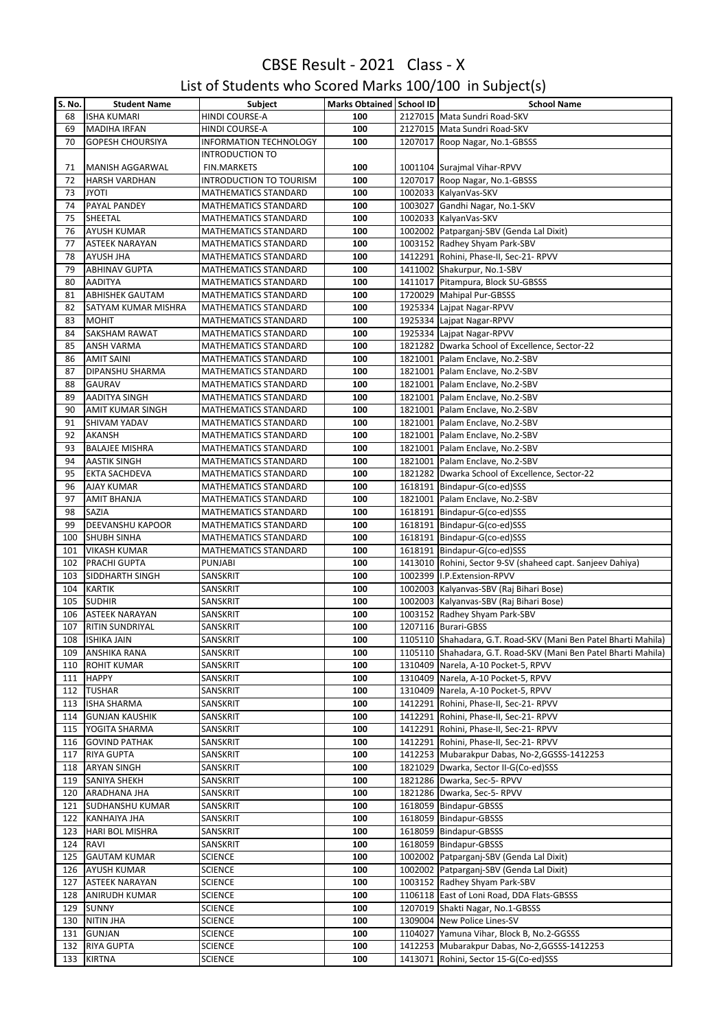# CBSE Result - 2021 Class - X

## List of Students who Scored Marks 100/100 in Subject(s)

| S. No. | Student Name | Subject | Marks Obtained | School ID | School Name |
|---|---|---|---|---|---|
| 68 | ISHA KUMARI | HINDI COURSE-A | 100 | 2127015 | Mata Sundri Road-SKV |
| 69 | MADIHA IRFAN | HINDI COURSE-A | 100 | 2127015 | Mata Sundri Road-SKV |
| 70 | GOPESH CHOURSIYA | INFORMATION TECHNOLOGY | 100 | 1207017 | Roop Nagar, No.1-GBSSS |
| 71 | MANISH AGGARWAL | INTRODUCTION TO FIN.MARKETS | 100 | 1001104 | Surajmal Vihar-RPVV |
| 72 | HARSH VARDHAN | INTRODUCTION TO TOURISM | 100 | 1207017 | Roop Nagar, No.1-GBSSS |
| 73 | JYOTI | MATHEMATICS STANDARD | 100 | 1002033 | KalyanVas-SKV |
| 74 | PAYAL PANDEY | MATHEMATICS STANDARD | 100 | 1003027 | Gandhi Nagar, No.1-SKV |
| 75 | SHEETAL | MATHEMATICS STANDARD | 100 | 1002033 | KalyanVas-SKV |
| 76 | AYUSH KUMAR | MATHEMATICS STANDARD | 100 | 1002002 | Patparganj-SBV (Genda Lal Dixit) |
| 77 | ASTEEK NARAYAN | MATHEMATICS STANDARD | 100 | 1003152 | Radhey Shyam Park-SBV |
| 78 | AYUSH JHA | MATHEMATICS STANDARD | 100 | 1412291 | Rohini, Phase-II, Sec-21- RPVV |
| 79 | ABHINAV GUPTA | MATHEMATICS STANDARD | 100 | 1411002 | Shakurpur, No.1-SBV |
| 80 | AADITYA | MATHEMATICS STANDARD | 100 | 1411017 | Pitampura, Block SU-GBSSS |
| 81 | ABHISHEK GAUTAM | MATHEMATICS STANDARD | 100 | 1720029 | Mahipal Pur-GBSSS |
| 82 | SATYAM KUMAR MISHRA | MATHEMATICS STANDARD | 100 | 1925334 | Lajpat Nagar-RPVV |
| 83 | MOHIT | MATHEMATICS STANDARD | 100 | 1925334 | Lajpat Nagar-RPVV |
| 84 | SAKSHAM RAWAT | MATHEMATICS STANDARD | 100 | 1925334 | Lajpat Nagar-RPVV |
| 85 | ANSH VARMA | MATHEMATICS STANDARD | 100 | 1821282 | Dwarka School of Excellence, Sector-22 |
| 86 | AMIT SAINI | MATHEMATICS STANDARD | 100 | 1821001 | Palam Enclave, No.2-SBV |
| 87 | DIPANSHU SHARMA | MATHEMATICS STANDARD | 100 | 1821001 | Palam Enclave, No.2-SBV |
| 88 | GAURAV | MATHEMATICS STANDARD | 100 | 1821001 | Palam Enclave, No.2-SBV |
| 89 | AADITYA SINGH | MATHEMATICS STANDARD | 100 | 1821001 | Palam Enclave, No.2-SBV |
| 90 | AMIT KUMAR SINGH | MATHEMATICS STANDARD | 100 | 1821001 | Palam Enclave, No.2-SBV |
| 91 | SHIVAM YADAV | MATHEMATICS STANDARD | 100 | 1821001 | Palam Enclave, No.2-SBV |
| 92 | AKANSH | MATHEMATICS STANDARD | 100 | 1821001 | Palam Enclave, No.2-SBV |
| 93 | BALAJEE MISHRA | MATHEMATICS STANDARD | 100 | 1821001 | Palam Enclave, No.2-SBV |
| 94 | AASTIK SINGH | MATHEMATICS STANDARD | 100 | 1821001 | Palam Enclave, No.2-SBV |
| 95 | EKTA SACHDEVA | MATHEMATICS STANDARD | 100 | 1821282 | Dwarka School of Excellence, Sector-22 |
| 96 | AJAY KUMAR | MATHEMATICS STANDARD | 100 | 1618191 | Bindapur-G(co-ed)SSS |
| 97 | AMIT BHANJA | MATHEMATICS STANDARD | 100 | 1821001 | Palam Enclave, No.2-SBV |
| 98 | SAZIA | MATHEMATICS STANDARD | 100 | 1618191 | Bindapur-G(co-ed)SSS |
| 99 | DEEVANSHU KAPOOR | MATHEMATICS STANDARD | 100 | 1618191 | Bindapur-G(co-ed)SSS |
| 100 | SHUBH SINHA | MATHEMATICS STANDARD | 100 | 1618191 | Bindapur-G(co-ed)SSS |
| 101 | VIKASH KUMAR | MATHEMATICS STANDARD | 100 | 1618191 | Bindapur-G(co-ed)SSS |
| 102 | PRACHI GUPTA | PUNJABI | 100 | 1413010 | Rohini, Sector 9-SV (shaheed capt. Sanjeev Dahiya) |
| 103 | SIDDHARTH SINGH | SANSKRIT | 100 | 1002399 | I.P.Extension-RPVV |
| 104 | KARTIK | SANSKRIT | 100 | 1002003 | Kalyanvas-SBV (Raj Bihari Bose) |
| 105 | SUDHIR | SANSKRIT | 100 | 1002003 | Kalyanvas-SBV (Raj Bihari Bose) |
| 106 | ASTEEK NARAYAN | SANSKRIT | 100 | 1003152 | Radhey Shyam Park-SBV |
| 107 | RITIN SUNDRIYAL | SANSKRIT | 100 | 1207116 | Burari-GBSS |
| 108 | ISHIKA JAIN | SANSKRIT | 100 | 1105110 | Shahadara, G.T. Road-SKV (Mani Ben Patel Bharti Mahila) |
| 109 | ANSHIKA RANA | SANSKRIT | 100 | 1105110 | Shahadara, G.T. Road-SKV (Mani Ben Patel Bharti Mahila) |
| 110 | ROHIT KUMAR | SANSKRIT | 100 | 1310409 | Narela, A-10 Pocket-5, RPVV |
| 111 | HAPPY | SANSKRIT | 100 | 1310409 | Narela, A-10 Pocket-5, RPVV |
| 112 | TUSHAR | SANSKRIT | 100 | 1310409 | Narela, A-10 Pocket-5, RPVV |
| 113 | ISHA SHARMA | SANSKRIT | 100 | 1412291 | Rohini, Phase-II, Sec-21- RPVV |
| 114 | GUNJAN KAUSHIK | SANSKRIT | 100 | 1412291 | Rohini, Phase-II, Sec-21- RPVV |
| 115 | YOGITA SHARMA | SANSKRIT | 100 | 1412291 | Rohini, Phase-II, Sec-21- RPVV |
| 116 | GOVIND PATHAK | SANSKRIT | 100 | 1412291 | Rohini, Phase-II, Sec-21- RPVV |
| 117 | RIYA GUPTA | SANSKRIT | 100 | 1412253 | Mubarakpur Dabas, No-2,GGSSS-1412253 |
| 118 | ARYAN SINGH | SANSKRIT | 100 | 1821029 | Dwarka, Sector II-G(Co-ed)SSS |
| 119 | SANIYA SHEKH | SANSKRIT | 100 | 1821286 | Dwarka, Sec-5- RPVV |
| 120 | ARADHANA JHA | SANSKRIT | 100 | 1821286 | Dwarka, Sec-5- RPVV |
| 121 | SUDHANSHU KUMAR | SANSKRIT | 100 | 1618059 | Bindapur-GBSSS |
| 122 | KANHAIYA JHA | SANSKRIT | 100 | 1618059 | Bindapur-GBSSS |
| 123 | HARI BOL MISHRA | SANSKRIT | 100 | 1618059 | Bindapur-GBSSS |
| 124 | RAVI | SANSKRIT | 100 | 1618059 | Bindapur-GBSSS |
| 125 | GAUTAM KUMAR | SCIENCE | 100 | 1002002 | Patparganj-SBV (Genda Lal Dixit) |
| 126 | AYUSH KUMAR | SCIENCE | 100 | 1002002 | Patparganj-SBV (Genda Lal Dixit) |
| 127 | ASTEEK NARAYAN | SCIENCE | 100 | 1003152 | Radhey Shyam Park-SBV |
| 128 | ANIRUDH KUMAR | SCIENCE | 100 | 1106118 | East of Loni Road, DDA Flats-GBSSS |
| 129 | SUNNY | SCIENCE | 100 | 1207019 | Shakti Nagar, No.1-GBSSS |
| 130 | NITIN JHA | SCIENCE | 100 | 1309004 | New Police Lines-SV |
| 131 | GUNJAN | SCIENCE | 100 | 1104027 | Yamuna Vihar, Block B, No.2-GGSSS |
| 132 | RIYA GUPTA | SCIENCE | 100 | 1412253 | Mubarakpur Dabas, No-2,GGSSS-1412253 |
| 133 | KIRTNA | SCIENCE | 100 | 1413071 | Rohini, Sector 15-G(Co-ed)SSS |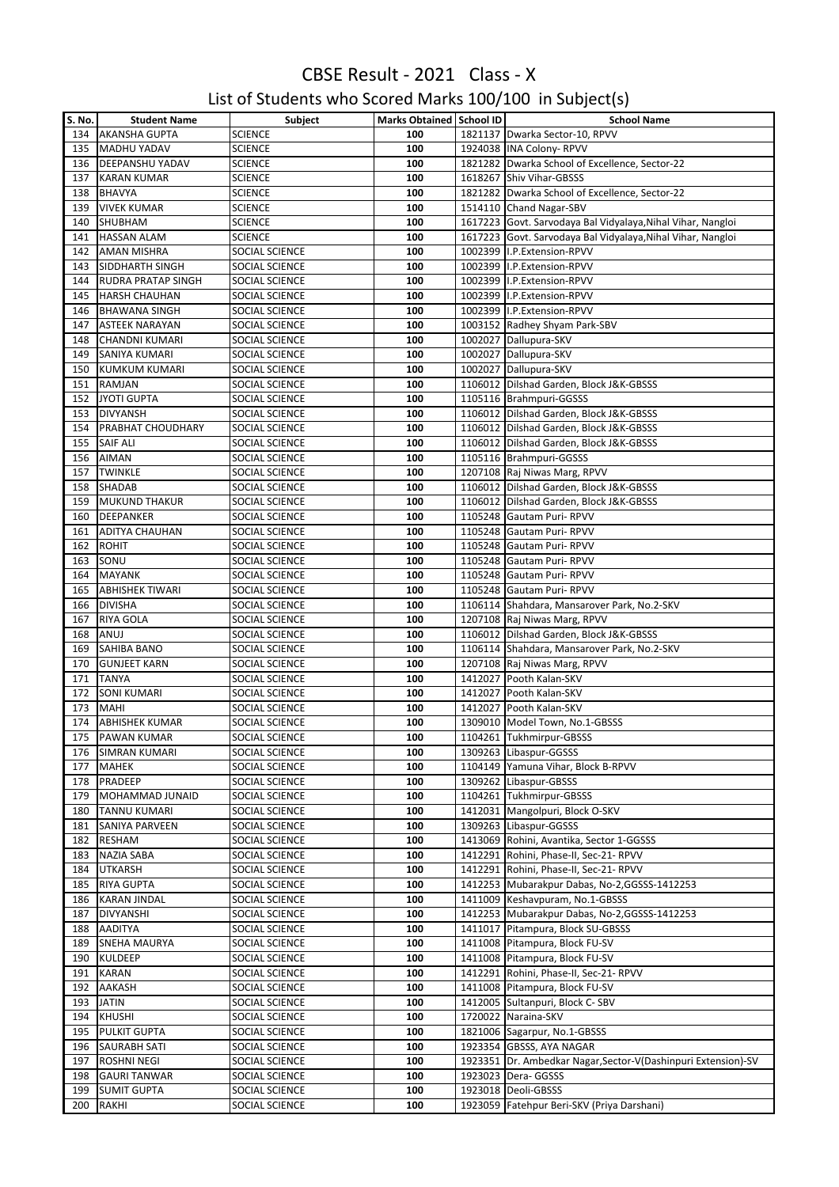# CBSE Result - 2021 Class - X

## List of Students who Scored Marks 100/100 in Subject(s)

| S. No. | Student Name | Subject | Marks Obtained | School ID | School Name |
|---|---|---|---|---|---|
| 134 | AKANSHA GUPTA | SCIENCE | 100 | 1821137 | Dwarka Sector-10, RPVV |
| 135 | MADHU YADAV | SCIENCE | 100 | 1924038 | INA Colony- RPVV |
| 136 | DEEPANSHU YADAV | SCIENCE | 100 | 1821282 | Dwarka School of Excellence, Sector-22 |
| 137 | KARAN KUMAR | SCIENCE | 100 | 1618267 | Shiv Vihar-GBSSS |
| 138 | BHAVYA | SCIENCE | 100 | 1821282 | Dwarka School of Excellence, Sector-22 |
| 139 | VIVEK KUMAR | SCIENCE | 100 | 1514110 | Chand Nagar-SBV |
| 140 | SHUBHAM | SCIENCE | 100 | 1617223 | Govt. Sarvodaya Bal Vidyalaya,Nihal Vihar, Nangloi |
| 141 | HASSAN ALAM | SCIENCE | 100 | 1617223 | Govt. Sarvodaya Bal Vidyalaya,Nihal Vihar, Nangloi |
| 142 | AMAN MISHRA | SOCIAL SCIENCE | 100 | 1002399 | I.P.Extension-RPVV |
| 143 | SIDDHARTH SINGH | SOCIAL SCIENCE | 100 | 1002399 | I.P.Extension-RPVV |
| 144 | RUDRA PRATAP SINGH | SOCIAL SCIENCE | 100 | 1002399 | I.P.Extension-RPVV |
| 145 | HARSH CHAUHAN | SOCIAL SCIENCE | 100 | 1002399 | I.P.Extension-RPVV |
| 146 | BHAWANA SINGH | SOCIAL SCIENCE | 100 | 1002399 | I.P.Extension-RPVV |
| 147 | ASTEEK NARAYAN | SOCIAL SCIENCE | 100 | 1003152 | Radhey Shyam Park-SBV |
| 148 | CHANDNI KUMARI | SOCIAL SCIENCE | 100 | 1002027 | Dallupura-SKV |
| 149 | SANIYA KUMARI | SOCIAL SCIENCE | 100 | 1002027 | Dallupura-SKV |
| 150 | KUMKUM KUMARI | SOCIAL SCIENCE | 100 | 1002027 | Dallupura-SKV |
| 151 | RAMJAN | SOCIAL SCIENCE | 100 | 1106012 | Dilshad Garden, Block J&K-GBSSS |
| 152 | JYOTI GUPTA | SOCIAL SCIENCE | 100 | 1105116 | Brahmpuri-GGSSS |
| 153 | DIVYANSH | SOCIAL SCIENCE | 100 | 1106012 | Dilshad Garden, Block J&K-GBSSS |
| 154 | PRABHAT CHOUDHARY | SOCIAL SCIENCE | 100 | 1106012 | Dilshad Garden, Block J&K-GBSSS |
| 155 | SAIF ALI | SOCIAL SCIENCE | 100 | 1106012 | Dilshad Garden, Block J&K-GBSSS |
| 156 | AIMAN | SOCIAL SCIENCE | 100 | 1105116 | Brahmpuri-GGSSS |
| 157 | TWINKLE | SOCIAL SCIENCE | 100 | 1207108 | Raj Niwas Marg, RPVV |
| 158 | SHADAB | SOCIAL SCIENCE | 100 | 1106012 | Dilshad Garden, Block J&K-GBSSS |
| 159 | MUKUND THAKUR | SOCIAL SCIENCE | 100 | 1106012 | Dilshad Garden, Block J&K-GBSSS |
| 160 | DEEPANKER | SOCIAL SCIENCE | 100 | 1105248 | Gautam Puri- RPVV |
| 161 | ADITYA CHAUHAN | SOCIAL SCIENCE | 100 | 1105248 | Gautam Puri- RPVV |
| 162 | ROHIT | SOCIAL SCIENCE | 100 | 1105248 | Gautam Puri- RPVV |
| 163 | SONU | SOCIAL SCIENCE | 100 | 1105248 | Gautam Puri- RPVV |
| 164 | MAYANK | SOCIAL SCIENCE | 100 | 1105248 | Gautam Puri- RPVV |
| 165 | ABHISHEK TIWARI | SOCIAL SCIENCE | 100 | 1105248 | Gautam Puri- RPVV |
| 166 | DIVISHA | SOCIAL SCIENCE | 100 | 1106114 | Shahdara, Mansarover Park, No.2-SKV |
| 167 | RIYA GOLA | SOCIAL SCIENCE | 100 | 1207108 | Raj Niwas Marg, RPVV |
| 168 | ANUJ | SOCIAL SCIENCE | 100 | 1106012 | Dilshad Garden, Block J&K-GBSSS |
| 169 | SAHIBA BANO | SOCIAL SCIENCE | 100 | 1106114 | Shahdara, Mansarover Park, No.2-SKV |
| 170 | GUNJEET KARN | SOCIAL SCIENCE | 100 | 1207108 | Raj Niwas Marg, RPVV |
| 171 | TANYA | SOCIAL SCIENCE | 100 | 1412027 | Pooth Kalan-SKV |
| 172 | SONI KUMARI | SOCIAL SCIENCE | 100 | 1412027 | Pooth Kalan-SKV |
| 173 | MAHI | SOCIAL SCIENCE | 100 | 1412027 | Pooth Kalan-SKV |
| 174 | ABHISHEK KUMAR | SOCIAL SCIENCE | 100 | 1309010 | Model Town, No.1-GBSSS |
| 175 | PAWAN KUMAR | SOCIAL SCIENCE | 100 | 1104261 | Tukhmirpur-GBSSS |
| 176 | SIMRAN KUMARI | SOCIAL SCIENCE | 100 | 1309263 | Libaspur-GGSSS |
| 177 | MAHEK | SOCIAL SCIENCE | 100 | 1104149 | Yamuna Vihar, Block B-RPVV |
| 178 | PRADEEP | SOCIAL SCIENCE | 100 | 1309262 | Libaspur-GBSSS |
| 179 | MOHAMMAD JUNAID | SOCIAL SCIENCE | 100 | 1104261 | Tukhmirpur-GBSSS |
| 180 | TANNU KUMARI | SOCIAL SCIENCE | 100 | 1412031 | Mangolpuri, Block O-SKV |
| 181 | SANIYA PARVEEN | SOCIAL SCIENCE | 100 | 1309263 | Libaspur-GGSSS |
| 182 | RESHAM | SOCIAL SCIENCE | 100 | 1413069 | Rohini, Avantika, Sector 1-GGSSS |
| 183 | NAZIA SABA | SOCIAL SCIENCE | 100 | 1412291 | Rohini, Phase-II, Sec-21- RPVV |
| 184 | UTKARSH | SOCIAL SCIENCE | 100 | 1412291 | Rohini, Phase-II, Sec-21- RPVV |
| 185 | RIYA GUPTA | SOCIAL SCIENCE | 100 | 1412253 | Mubarakpur Dabas, No-2,GGSSS-1412253 |
| 186 | KARAN JINDAL | SOCIAL SCIENCE | 100 | 1411009 | Keshavpuram, No.1-GBSSS |
| 187 | DIVYANSHI | SOCIAL SCIENCE | 100 | 1412253 | Mubarakpur Dabas, No-2,GGSSS-1412253 |
| 188 | AADITYA | SOCIAL SCIENCE | 100 | 1411017 | Pitampura, Block SU-GBSSS |
| 189 | SNEHA MAURYA | SOCIAL SCIENCE | 100 | 1411008 | Pitampura, Block FU-SV |
| 190 | KULDEEP | SOCIAL SCIENCE | 100 | 1411008 | Pitampura, Block FU-SV |
| 191 | KARAN | SOCIAL SCIENCE | 100 | 1412291 | Rohini, Phase-II, Sec-21- RPVV |
| 192 | AAKASH | SOCIAL SCIENCE | 100 | 1411008 | Pitampura, Block FU-SV |
| 193 | JATIN | SOCIAL SCIENCE | 100 | 1412005 | Sultanpuri, Block C- SBV |
| 194 | KHUSHI | SOCIAL SCIENCE | 100 | 1720022 | Naraina-SKV |
| 195 | PULKIT GUPTA | SOCIAL SCIENCE | 100 | 1821006 | Sagarpur, No.1-GBSSS |
| 196 | SAURABH SATI | SOCIAL SCIENCE | 100 | 1923354 | GBSSS, AYA NAGAR |
| 197 | ROSHNI NEGI | SOCIAL SCIENCE | 100 | 1923351 | Dr. Ambedkar Nagar,Sector-V(Dashinpuri Extension)-SV |
| 198 | GAURI TANWAR | SOCIAL SCIENCE | 100 | 1923023 | Dera- GGSSS |
| 199 | SUMIT GUPTA | SOCIAL SCIENCE | 100 | 1923018 | Deoli-GBSSS |
| 200 | RAKHI | SOCIAL SCIENCE | 100 | 1923059 | Fatehpur Beri-SKV (Priya Darshani) |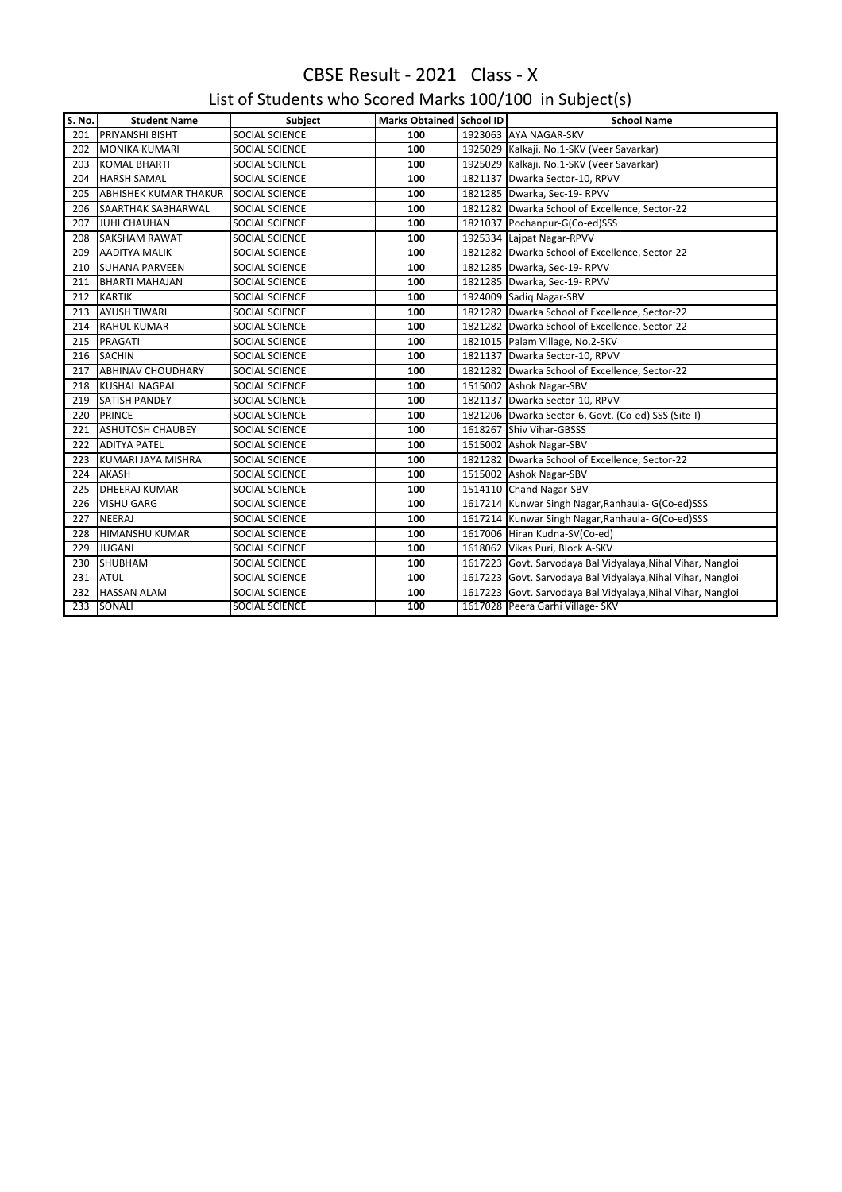# CBSE Result - 2021 Class - X

## List of Students who Scored Marks 100/100 in Subject(s)

| S. No. | Student Name | Subject | Marks Obtained | School ID | School Name |
|---|---|---|---|---|---|
| 201 | PRIYANSHI BISHT | SOCIAL SCIENCE | 100 | 1923063 | AYA NAGAR-SKV |
| 202 | MONIKA KUMARI | SOCIAL SCIENCE | 100 | 1925029 | Kalkaji, No.1-SKV (Veer Savarkar) |
| 203 | KOMAL BHARTI | SOCIAL SCIENCE | 100 | 1925029 | Kalkaji, No.1-SKV (Veer Savarkar) |
| 204 | HARSH SAMAL | SOCIAL SCIENCE | 100 | 1821137 | Dwarka Sector-10, RPVV |
| 205 | ABHISHEK KUMAR THAKUR | SOCIAL SCIENCE | 100 | 1821285 | Dwarka, Sec-19- RPVV |
| 206 | SAARTHAK SABHARWAL | SOCIAL SCIENCE | 100 | 1821282 | Dwarka School of Excellence, Sector-22 |
| 207 | JUHI CHAUHAN | SOCIAL SCIENCE | 100 | 1821037 | Pochanpur-G(Co-ed)SSS |
| 208 | SAKSHAM RAWAT | SOCIAL SCIENCE | 100 | 1925334 | Lajpat Nagar-RPVV |
| 209 | AADITYA MALIK | SOCIAL SCIENCE | 100 | 1821282 | Dwarka School of Excellence, Sector-22 |
| 210 | SUHANA PARVEEN | SOCIAL SCIENCE | 100 | 1821285 | Dwarka, Sec-19- RPVV |
| 211 | BHARTI MAHAJAN | SOCIAL SCIENCE | 100 | 1821285 | Dwarka, Sec-19- RPVV |
| 212 | KARTIK | SOCIAL SCIENCE | 100 | 1924009 | Sadiq Nagar-SBV |
| 213 | AYUSH TIWARI | SOCIAL SCIENCE | 100 | 1821282 | Dwarka School of Excellence, Sector-22 |
| 214 | RAHUL KUMAR | SOCIAL SCIENCE | 100 | 1821282 | Dwarka School of Excellence, Sector-22 |
| 215 | PRAGATI | SOCIAL SCIENCE | 100 | 1821015 | Palam Village, No.2-SKV |
| 216 | SACHIN | SOCIAL SCIENCE | 100 | 1821137 | Dwarka Sector-10, RPVV |
| 217 | ABHINAV CHOUDHARY | SOCIAL SCIENCE | 100 | 1821282 | Dwarka School of Excellence, Sector-22 |
| 218 | KUSHAL NAGPAL | SOCIAL SCIENCE | 100 | 1515002 | Ashok Nagar-SBV |
| 219 | SATISH PANDEY | SOCIAL SCIENCE | 100 | 1821137 | Dwarka Sector-10, RPVV |
| 220 | PRINCE | SOCIAL SCIENCE | 100 | 1821206 | Dwarka Sector-6, Govt. (Co-ed) SSS (Site-I) |
| 221 | ASHUTOSH CHAUBEY | SOCIAL SCIENCE | 100 | 1618267 | Shiv Vihar-GBSSS |
| 222 | ADITYA PATEL | SOCIAL SCIENCE | 100 | 1515002 | Ashok Nagar-SBV |
| 223 | KUMARI JAYA MISHRA | SOCIAL SCIENCE | 100 | 1821282 | Dwarka School of Excellence, Sector-22 |
| 224 | AKASH | SOCIAL SCIENCE | 100 | 1515002 | Ashok Nagar-SBV |
| 225 | DHEERAJ KUMAR | SOCIAL SCIENCE | 100 | 1514110 | Chand Nagar-SBV |
| 226 | VISHU GARG | SOCIAL SCIENCE | 100 | 1617214 | Kunwar Singh Nagar,Ranhaula- G(Co-ed)SSS |
| 227 | NEERAJ | SOCIAL SCIENCE | 100 | 1617214 | Kunwar Singh Nagar,Ranhaula- G(Co-ed)SSS |
| 228 | HIMANSHU KUMAR | SOCIAL SCIENCE | 100 | 1617006 | Hiran Kudna-SV(Co-ed) |
| 229 | JUGANI | SOCIAL SCIENCE | 100 | 1618062 | Vikas Puri, Block A-SKV |
| 230 | SHUBHAM | SOCIAL SCIENCE | 100 | 1617223 | Govt. Sarvodaya Bal Vidyalaya,Nihal Vihar, Nangloi |
| 231 | ATUL | SOCIAL SCIENCE | 100 | 1617223 | Govt. Sarvodaya Bal Vidyalaya,Nihal Vihar, Nangloi |
| 232 | HASSAN ALAM | SOCIAL SCIENCE | 100 | 1617223 | Govt. Sarvodaya Bal Vidyalaya,Nihal Vihar, Nangloi |
| 233 | SONALI | SOCIAL SCIENCE | 100 | 1617028 | Peera Garhi Village- SKV |